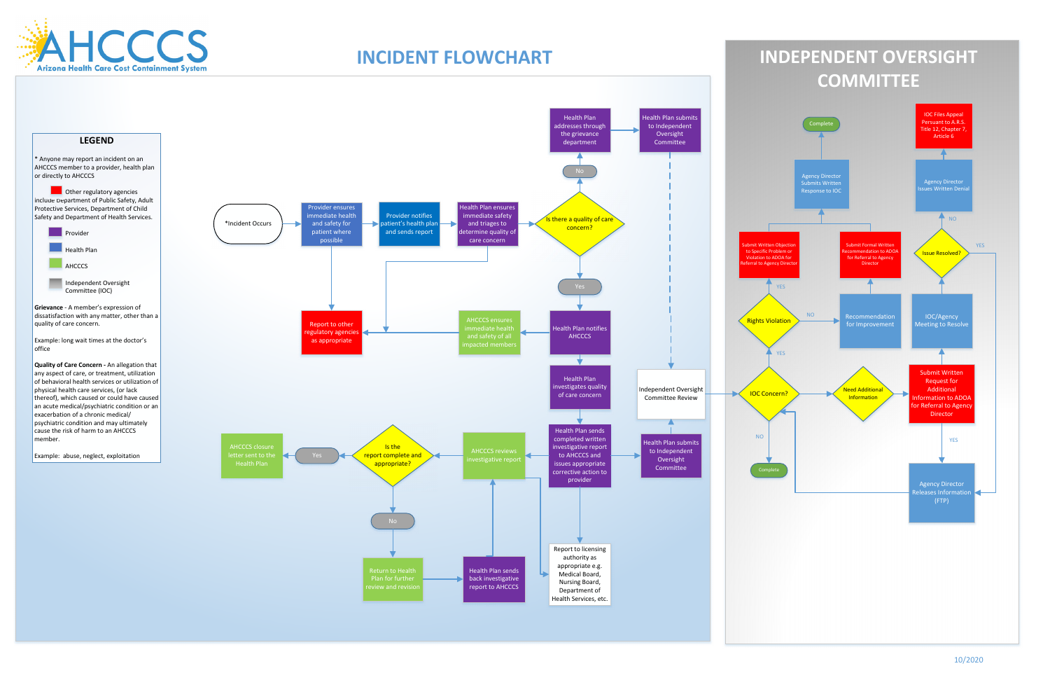# AHCCCS

Arizona Health Care Cost Containment System

# INCIDENT FLOWCHART

## LEGEND

\* Anyone may report an incident on an AHCCCS member to a provider, health plan or directly to AHCCCS

- Other regulatory agencies include Department of Public Safety, Adult Protective Services, Department of Child Safety and Department of Health Services. (Red)
- Provider (Purple)
- Health Plan (Blue)
- AHCCCS (Green)
- Independent Oversight Committee (IOC) (Gray)

**Grievance** - A member's expression of dissatisfaction with any matter, other than a quality of care concern.

Example: long wait times at the doctor's office

**Quality of Care Concern** - An allegation that any aspect of care, or treatment, utilization of behavioral health services or utilization of physical health care services, (or lack thereof), which caused or could have caused an acute medical/psychiatric condition or an exacerbation of a chronic medical/ psychiatric condition and may ultimately cause the risk of harm to an AHCCCS member.

Example: abuse, neglect, exploitation

## Incident Flow

- \*Incident Occurs
- Provider ensures immediate health and safety for patient where possible
  - Report to other regulatory agencies as appropriate
- Provider notifies patient's health plan and sends report
- Health Plan ensures immediate safety and triages to determine quality of care concern
  - Report to other regulatory agencies as appropriate
- Is there a quality of care concern?
  - No → Health Plan addresses through the grievance department → Health Plan submits to Independent Oversight Committee → Independent Oversight Committee Review
  - Yes → Health Plan notifies AHCCCS
    - AHCCCS ensures immediate health and safety of all impacted members → Report to other regulatory agencies as appropriate
    - Health Plan investigates quality of care concern
    - Health Plan sends completed written investigative report to AHCCCS and issues appropriate corrective action to provider
      - Health Plan submits to Independent Oversight Committee → Independent Oversight Committee Review
      - Report to licensing authority as appropriate e.g. Medical Board, Nursing Board, Department of Health Services, etc.
      - AHCCCS reviews investigative report
        - Is the report complete and appropriate?
          - Yes → AHCCCS closure letter sent to the Health Plan
          - No → Return to Health Plan for further review and revision → Health Plan sends back investigative report to AHCCCS → AHCCCS reviews investigative report

# INDEPENDENT OVERSIGHT COMMITTEE

- Independent Oversight Committee Review
- IOC Concern?
  - NO → Complete
  - Yes → Rights Violation
    - YES → Submit Written Objection to Specific Problem or Violation to ADOA for Referral to Agency Director → Agency Director Submits Written Response to IOC → Complete
    - NO → Recommendation for Improvement → Submit Formal Written Recommendation to ADOA for Referral to Agency Director → Agency Director Submits Written Response to IOC → Complete
  - Need Additional Information → Submit Written Request for Additional Information to ADOA for Referral to Agency Director
    - YES → Agency Director Releases Information (FTP) → IOC Concern?
    - IOC/Agency Meeting to Resolve → Issue Resolved?
      - YES → Agency Director Releases Information (FTP)
      - NO → Agency Director Issues Written Denial → IOC Files Appeal Persuant to A.R.S. Title 12, Chapter 7, Article 6

10/2020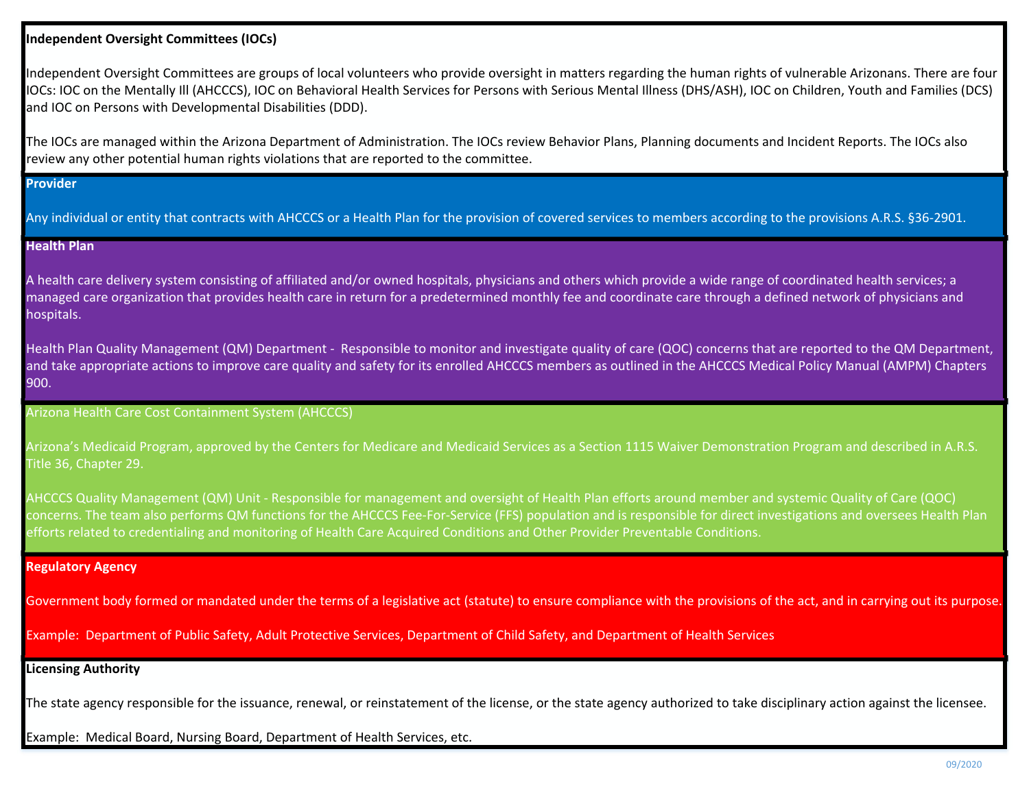**Independent Oversight Committees (IOCs)**

Independent Oversight Committees are groups of local volunteers who provide oversight in matters regarding the human rights of vulnerable Arizonans. There are four IOCs: IOC on the Mentally Ill (AHCCCS), IOC on Behavioral Health Services for Persons with Serious Mental Illness (DHS/ASH), IOC on Children, Youth and Families (DCS) and IOC on Persons with Developmental Disabilities (DDD).

The IOCs are managed within the Arizona Department of Administration. The IOCs review Behavior Plans, Planning documents and Incident Reports. The IOCs also review any other potential human rights violations that are reported to the committee.

**Provider**

Any individual or entity that contracts with AHCCCS or a Health Plan for the provision of covered services to members according to the provisions A.R.S. §36-2901.

**Health Plan**

A health care delivery system consisting of affiliated and/or owned hospitals, physicians and others which provide a wide range of coordinated health services; a managed care organization that provides health care in return for a predetermined monthly fee and coordinate care through a defined network of physicians and hospitals.

Health Plan Quality Management (QM) Department - Responsible to monitor and investigate quality of care (QOC) concerns that are reported to the QM Department, and take appropriate actions to improve care quality and safety for its enrolled AHCCCS members as outlined in the AHCCCS Medical Policy Manual (AMPM) Chapters 900.

Arizona Health Care Cost Containment System (AHCCCS)

Arizona's Medicaid Program, approved by the Centers for Medicare and Medicaid Services as a Section 1115 Waiver Demonstration Program and described in A.R.S. Title 36, Chapter 29.

AHCCCS Quality Management (QM) Unit - Responsible for management and oversight of Health Plan efforts around member and systemic Quality of Care (QOC) concerns. The team also performs QM functions for the AHCCCS Fee-For-Service (FFS) population and is responsible for direct investigations and oversees Health Plan efforts related to credentialing and monitoring of Health Care Acquired Conditions and Other Provider Preventable Conditions.

**Regulatory Agency**

Government body formed or mandated under the terms of a legislative act (statute) to ensure compliance with the provisions of the act, and in carrying out its purpose.

Example: Department of Public Safety, Adult Protective Services, Department of Child Safety, and Department of Health Services

**Licensing Authority**

The state agency responsible for the issuance, renewal, or reinstatement of the license, or the state agency authorized to take disciplinary action against the licensee.

Example: Medical Board, Nursing Board, Department of Health Services, etc.

09/2020